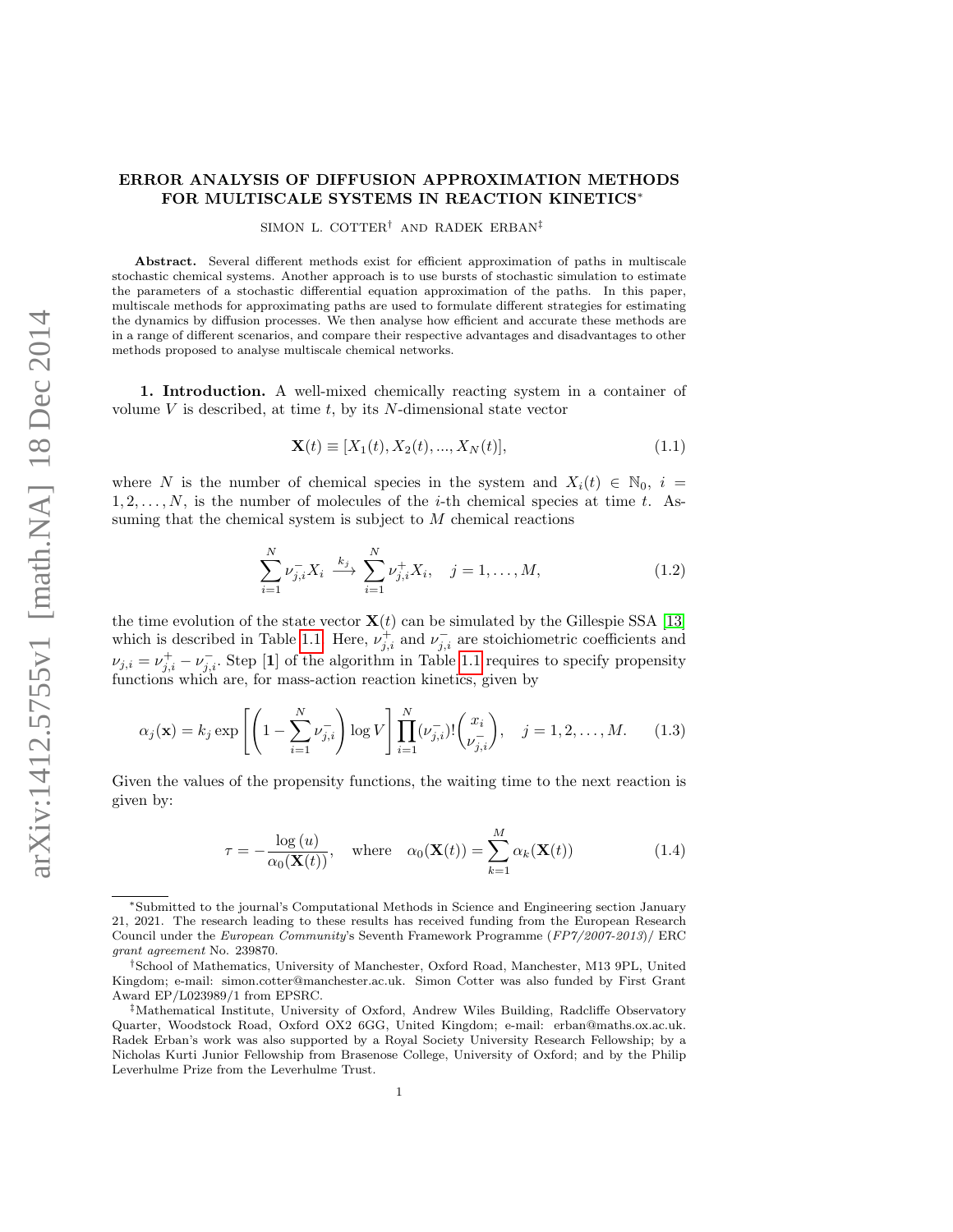# ERROR ANALYSIS OF DIFFUSION APPROXIMATION METHODS FOR MULTISCALE SYSTEMS IN REACTION KINETICS*

SIMON L. COTTER† AND RADEK ERBAN‡

**Abstract.** Several different methods exist for efficient approximation of paths in multiscale stochastic chemical systems. Another approach is to use bursts of stochastic simulation to estimate the parameters of a stochastic differential equation approximation of the paths. In this paper, multiscale methods for approximating paths are used to formulate different strategies for estimating the dynamics by diffusion processes. We then analyse how efficient and accurate these methods are in a range of different scenarios, and compare their respective advantages and disadvantages to other methods proposed to analyse multiscale chemical networks.

**1. Introduction.** A well-mixed chemically reacting system in a container of volume $V$ is described, at time $t$, by its $N$-dimensional state vector

$$\mathbf{X}(t) \equiv [X_1(t), X_2(t), ..., X_N(t)], \tag{1.1}$$

where $N$ is the number of chemical species in the system and $X_i(t) \in \mathbb{N}_0$, $i = 1, 2, \ldots, N$, is the number of molecules of the $i$-th chemical species at time $t$. Assuming that the chemical system is subject to $M$ chemical reactions

$$\sum_{i=1}^{N} \nu_{j,i}^{-} X_i \xrightarrow{k_j} \sum_{i=1}^{N} \nu_{j,i}^{+} X_i, \quad j = 1, \ldots, M, \tag{1.2}$$

the time evolution of the state vector $\mathbf{X}(t)$ can be simulated by the Gillespie SSA [13] which is described in Table 1.1. Here, $\nu_{j,i}^{+}$ and $\nu_{j,i}^{-}$ are stoichiometric coefficients and $\nu_{j,i} = \nu_{j,i}^{+} - \nu_{j,i}^{-}$. Step [**1**] of the algorithm in Table 1.1 requires to specify propensity functions which are, for mass-action reaction kinetics, given by

$$\alpha_j(\mathbf{x}) = k_j \exp\left[\left(1 - \sum_{i=1}^{N} \nu_{j,i}^{-}\right) \log V\right] \prod_{i=1}^{N} (\nu_{j,i}^{-})! \binom{x_i}{\nu_{j,i}^{-}}, \quad j = 1, 2, \ldots, M. \tag{1.3}$$

Given the values of the propensity functions, the waiting time to the next reaction is given by:

$$\tau = -\frac{\log(u)}{\alpha_0(\mathbf{X}(t))}, \quad \text{where} \quad \alpha_0(\mathbf{X}(t)) = \sum_{k=1}^{M} \alpha_k(\mathbf{X}(t)) \tag{1.4}$$

---

*Submitted to the journal's Computational Methods in Science and Engineering section January 21, 2021. The research leading to these results has received funding from the European Research Council under the *European Community*'s Seventh Framework Programme (*FP7/2007-2013*)/ ERC *grant agreement* No. 239870.

†School of Mathematics, University of Manchester, Oxford Road, Manchester, M13 9PL, United Kingdom; e-mail: simon.cotter@manchester.ac.uk. Simon Cotter was also funded by First Grant Award EP/L023989/1 from EPSRC.

‡Mathematical Institute, University of Oxford, Andrew Wiles Building, Radcliffe Observatory Quarter, Woodstock Road, Oxford OX2 6GG, United Kingdom; e-mail: erban@maths.ox.ac.uk. Radek Erban's work was also supported by a Royal Society University Research Fellowship; by a Nicholas Kurti Junior Fellowship from Brasenose College, University of Oxford; and by the Philip Leverhulme Prize from the Leverhulme Trust.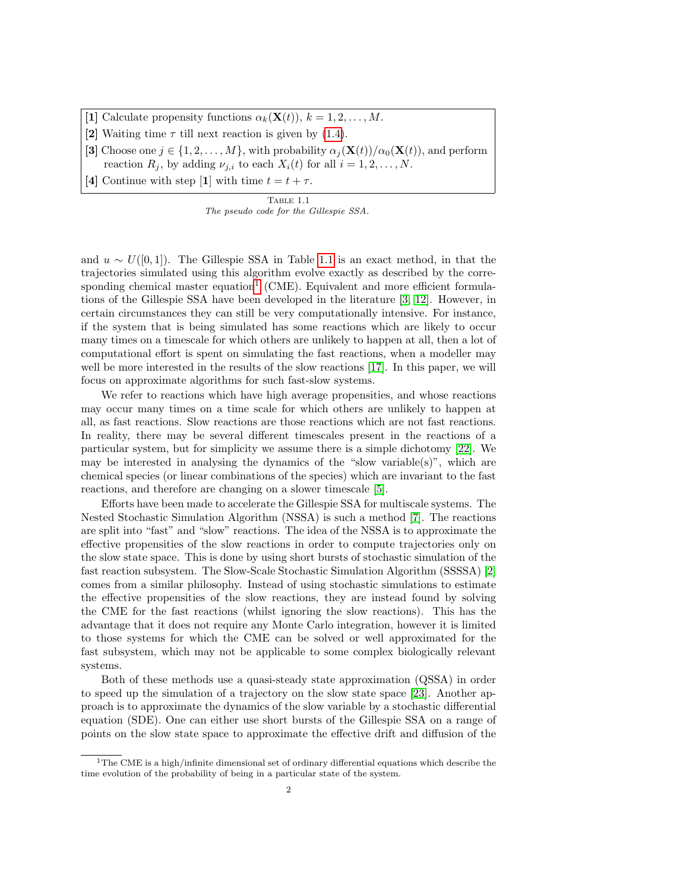| |
|---|
| **[1]** Calculate propensity functions $\alpha_k(\mathbf{X}(t))$, $k = 1, 2, \ldots, M$. |
| **[2]** Waiting time $\tau$ till next reaction is given by (1.4). |
| **[3]** Choose one $j \in \{1, 2, \ldots, M\}$, with probability $\alpha_j(\mathbf{X}(t))/\alpha_0(\mathbf{X}(t))$, and perform reaction $R_j$, by adding $\nu_{j,i}$ to each $X_i(t)$ for all $i = 1, 2, \ldots, N$. |
| **[4]** Continue with step [**1**] with time $t = t + \tau$. |

Table 1.1
*The pseudo code for the Gillespie SSA.*

and $u \sim U([0, 1])$. The Gillespie SSA in Table 1.1 is an exact method, in that the trajectories simulated using this algorithm evolve exactly as described by the corresponding chemical master equation[1] (CME). Equivalent and more efficient formulations of the Gillespie SSA have been developed in the literature [3, 12]. However, in certain circumstances they can still be very computationally intensive. For instance, if the system that is being simulated has some reactions which are likely to occur many times on a timescale for which others are unlikely to happen at all, then a lot of computational effort is spent on simulating the fast reactions, when a modeller may well be more interested in the results of the slow reactions [17]. In this paper, we will focus on approximate algorithms for such fast-slow systems.

We refer to reactions which have high average propensities, and whose reactions may occur many times on a time scale for which others are unlikely to happen at all, as fast reactions. Slow reactions are those reactions which are not fast reactions. In reality, there may be several different timescales present in the reactions of a particular system, but for simplicity we assume there is a simple dichotomy [22]. We may be interested in analysing the dynamics of the "slow variable(s)", which are chemical species (or linear combinations of the species) which are invariant to the fast reactions, and therefore are changing on a slower timescale [5].

Efforts have been made to accelerate the Gillespie SSA for multiscale systems. The Nested Stochastic Simulation Algorithm (NSSA) is such a method [7]. The reactions are split into "fast" and "slow" reactions. The idea of the NSSA is to approximate the effective propensities of the slow reactions in order to compute trajectories only on the slow state space. This is done by using short bursts of stochastic simulation of the fast reaction subsystem. The Slow-Scale Stochastic Simulation Algorithm (SSSSA) [2] comes from a similar philosophy. Instead of using stochastic simulations to estimate the effective propensities of the slow reactions, they are instead found by solving the CME for the fast reactions (whilst ignoring the slow reactions). This has the advantage that it does not require any Monte Carlo integration, however it is limited to those systems for which the CME can be solved or well approximated for the fast subsystem, which may not be applicable to some complex biologically relevant systems.

Both of these methods use a quasi-steady state approximation (QSSA) in order to speed up the simulation of a trajectory on the slow state space [23]. Another approach is to approximate the dynamics of the slow variable by a stochastic differential equation (SDE). One can either use short bursts of the Gillespie SSA on a range of points on the slow state space to approximate the effective drift and diffusion of the

[1] The CME is a high/infinite dimensional set of ordinary differential equations which describe the time evolution of the probability of being in a particular state of the system.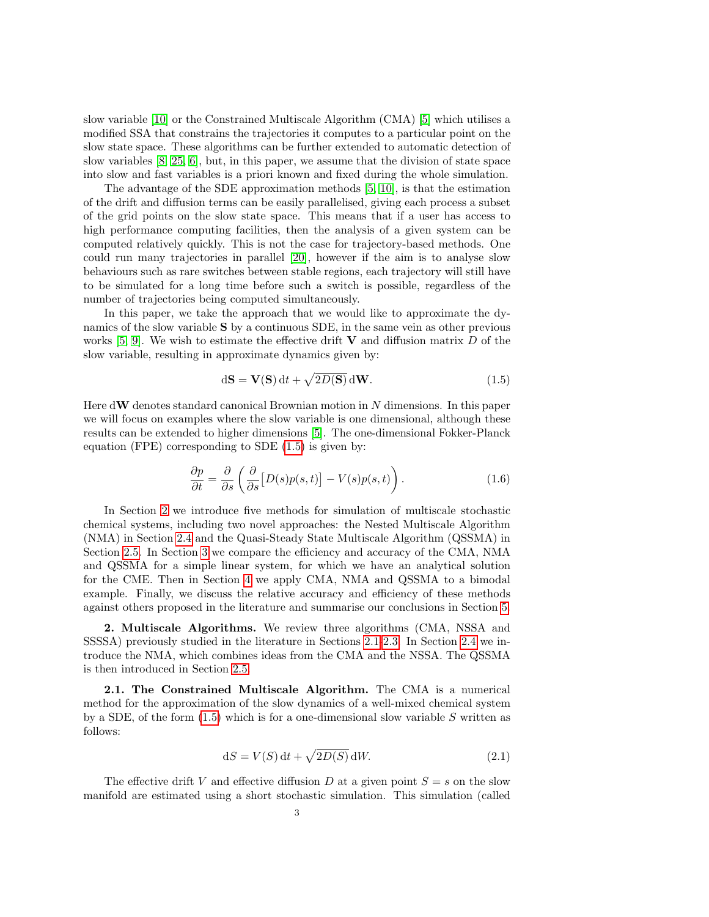slow variable [10] or the Constrained Multiscale Algorithm (CMA) [5] which utilises a modified SSA that constrains the trajectories it computes to a particular point on the slow state space. These algorithms can be further extended to automatic detection of slow variables [8, 25, 6], but, in this paper, we assume that the division of state space into slow and fast variables is a priori known and fixed during the whole simulation.

The advantage of the SDE approximation methods [5, 10], is that the estimation of the drift and diffusion terms can be easily parallelised, giving each process a subset of the grid points on the slow state space. This means that if a user has access to high performance computing facilities, then the analysis of a given system can be computed relatively quickly. This is not the case for trajectory-based methods. One could run many trajectories in parallel [20], however if the aim is to analyse slow behaviours such as rare switches between stable regions, each trajectory will still have to be simulated for a long time before such a switch is possible, regardless of the number of trajectories being computed simultaneously.

In this paper, we take the approach that we would like to approximate the dynamics of the slow variable $\mathbf{S}$ by a continuous SDE, in the same vein as other previous works [5, 9]. We wish to estimate the effective drift $\mathbf{V}$ and diffusion matrix $D$ of the slow variable, resulting in approximate dynamics given by:

$$\mathrm{d}\mathbf{S} = \mathbf{V}(\mathbf{S})\,\mathrm{d}t + \sqrt{2D(\mathbf{S})}\,\mathrm{d}\mathbf{W}. \tag{1.5}$$

Here $\mathrm{d}\mathbf{W}$ denotes standard canonical Brownian motion in $N$ dimensions. In this paper we will focus on examples where the slow variable is one dimensional, although these results can be extended to higher dimensions [5]. The one-dimensional Fokker-Planck equation (FPE) corresponding to SDE (1.5) is given by:

$$\frac{\partial p}{\partial t} = \frac{\partial}{\partial s}\left(\frac{\partial}{\partial s}\big[D(s)p(s,t)\big] - V(s)p(s,t)\right). \tag{1.6}$$

In Section 2 we introduce five methods for simulation of multiscale stochastic chemical systems, including two novel approaches: the Nested Multiscale Algorithm (NMA) in Section 2.4 and the Quasi-Steady State Multiscale Algorithm (QSSMA) in Section 2.5. In Section 3 we compare the efficiency and accuracy of the CMA, NMA and QSSMA for a simple linear system, for which we have an analytical solution for the CME. Then in Section 4 we apply CMA, NMA and QSSMA to a bimodal example. Finally, we discuss the relative accuracy and efficiency of these methods against others proposed in the literature and summarise our conclusions in Section 5.

## 2. Multiscale Algorithms.

We review three algorithms (CMA, NSSA and SSSSA) previously studied in the literature in Sections 2.1-2.3. In Section 2.4 we introduce the NMA, which combines ideas from the CMA and the NSSA. The QSSMA is then introduced in Section 2.5.

### 2.1. The Constrained Multiscale Algorithm.

The CMA is a numerical method for the approximation of the slow dynamics of a well-mixed chemical system by a SDE, of the form (1.5) which is for a one-dimensional slow variable $S$ written as follows:

$$\mathrm{d}S = V(S)\,\mathrm{d}t + \sqrt{2D(S)}\,\mathrm{d}W. \tag{2.1}$$

The effective drift $V$ and effective diffusion $D$ at a given point $S = s$ on the slow manifold are estimated using a short stochastic simulation. This simulation (called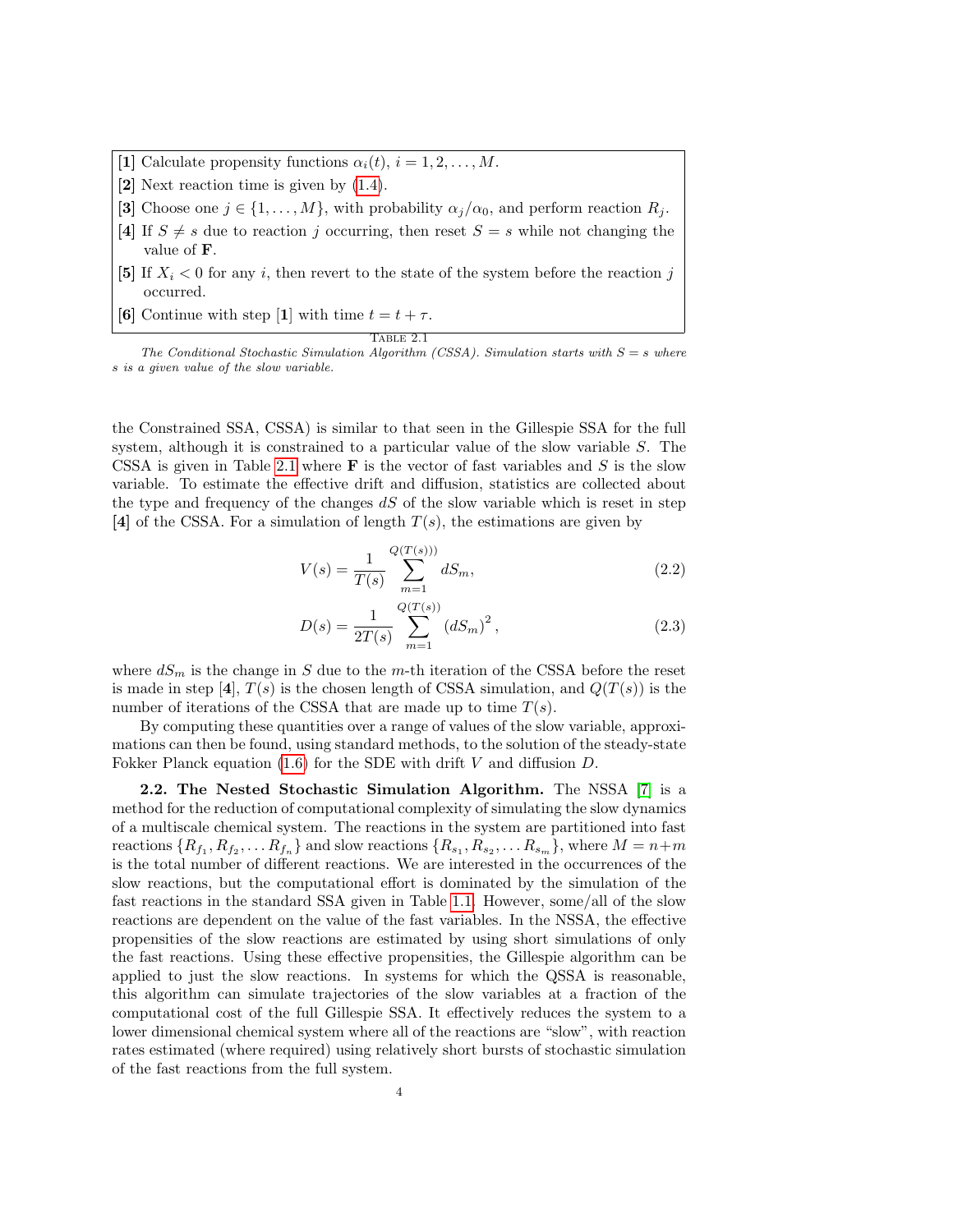| |
|---|
| **[1]** Calculate propensity functions $\alpha_i(t)$, $i = 1, 2, \ldots, M$. |
| **[2]** Next reaction time is given by (1.4). |
| **[3]** Choose one $j \in \{1, \ldots, M\}$, with probability $\alpha_j/\alpha_0$, and perform reaction $R_j$. |
| **[4]** If $S \neq s$ due to reaction $j$ occurring, then reset $S = s$ while not changing the value of $\mathbf{F}$. |
| **[5]** If $X_i < 0$ for any $i$, then revert to the state of the system before the reaction $j$ occurred. |
| **[6]** Continue with step [**1**] with time $t = t + \tau$. |

TABLE 2.1

*The Conditional Stochastic Simulation Algorithm (CSSA). Simulation starts with $S = s$ where $s$ is a given value of the slow variable.*

the Constrained SSA, CSSA) is similar to that seen in the Gillespie SSA for the full system, although it is constrained to a particular value of the slow variable $S$. The CSSA is given in Table 2.1 where $\mathbf{F}$ is the vector of fast variables and $S$ is the slow variable. To estimate the effective drift and diffusion, statistics are collected about the type and frequency of the changes $dS$ of the slow variable which is reset in step [**4**] of the CSSA. For a simulation of length $T(s)$, the estimations are given by

$$V(s) = \frac{1}{T(s)} \sum_{m=1}^{Q(T(s)))} dS_m, \tag{2.2}$$

$$D(s) = \frac{1}{2T(s)} \sum_{m=1}^{Q(T(s))} (dS_m)^2, \tag{2.3}$$

where $dS_m$ is the change in $S$ due to the $m$-th iteration of the CSSA before the reset is made in step [**4**], $T(s)$ is the chosen length of CSSA simulation, and $Q(T(s))$ is the number of iterations of the CSSA that are made up to time $T(s)$.

By computing these quantities over a range of values of the slow variable, approximations can then be found, using standard methods, to the solution of the steady-state Fokker Planck equation (1.6) for the SDE with drift $V$ and diffusion $D$.

**2.2. The Nested Stochastic Simulation Algorithm.** The NSSA [7] is a method for the reduction of computational complexity of simulating the slow dynamics of a multiscale chemical system. The reactions in the system are partitioned into fast reactions $\{R_{f_1}, R_{f_2}, \ldots R_{f_n}\}$ and slow reactions $\{R_{s_1}, R_{s_2}, \ldots R_{s_m}\}$, where $M = n+m$ is the total number of different reactions. We are interested in the occurrences of the slow reactions, but the computational effort is dominated by the simulation of the fast reactions in the standard SSA given in Table 1.1. However, some/all of the slow reactions are dependent on the value of the fast variables. In the NSSA, the effective propensities of the slow reactions are estimated by using short simulations of only the fast reactions. Using these effective propensities, the Gillespie algorithm can be applied to just the slow reactions. In systems for which the QSSA is reasonable, this algorithm can simulate trajectories of the slow variables at a fraction of the computational cost of the full Gillespie SSA. It effectively reduces the system to a lower dimensional chemical system where all of the reactions are "slow", with reaction rates estimated (where required) using relatively short bursts of stochastic simulation of the fast reactions from the full system.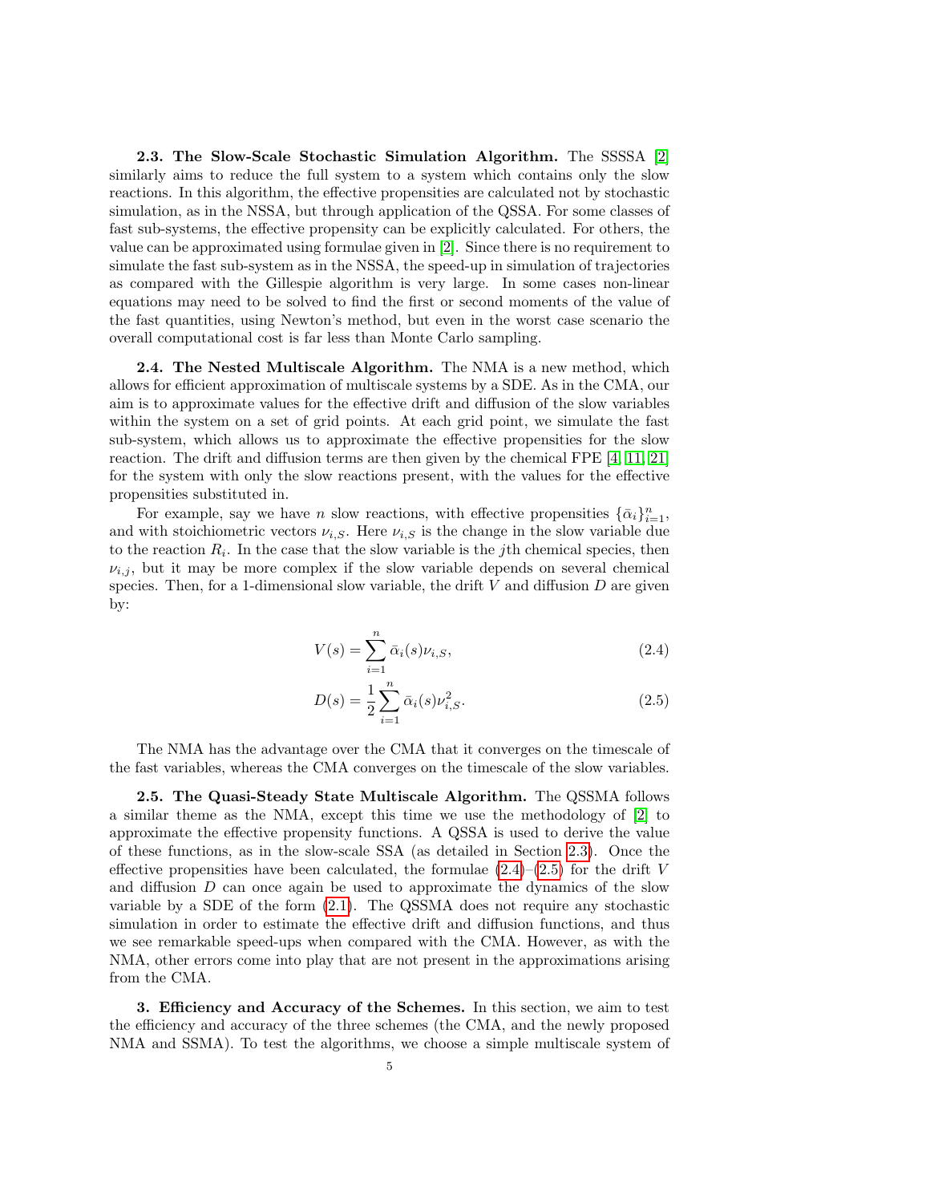**2.3. The Slow-Scale Stochastic Simulation Algorithm.** The SSSSA [2] similarly aims to reduce the full system to a system which contains only the slow reactions. In this algorithm, the effective propensities are calculated not by stochastic simulation, as in the NSSA, but through application of the QSSA. For some classes of fast sub-systems, the effective propensity can be explicitly calculated. For others, the value can be approximated using formulae given in [2]. Since there is no requirement to simulate the fast sub-system as in the NSSA, the speed-up in simulation of trajectories as compared with the Gillespie algorithm is very large. In some cases non-linear equations may need to be solved to find the first or second moments of the value of the fast quantities, using Newton's method, but even in the worst case scenario the overall computational cost is far less than Monte Carlo sampling.

**2.4. The Nested Multiscale Algorithm.** The NMA is a new method, which allows for efficient approximation of multiscale systems by a SDE. As in the CMA, our aim is to approximate values for the effective drift and diffusion of the slow variables within the system on a set of grid points. At each grid point, we simulate the fast sub-system, which allows us to approximate the effective propensities for the slow reaction. The drift and diffusion terms are then given by the chemical FPE [4, 11, 21] for the system with only the slow reactions present, with the values for the effective propensities substituted in.

For example, say we have $n$ slow reactions, with effective propensities $\{\bar{\alpha}_i\}_{i=1}^n$, and with stoichiometric vectors $\nu_{i,S}$. Here $\nu_{i,S}$ is the change in the slow variable due to the reaction $R_i$. In the case that the slow variable is the $j$th chemical species, then $\nu_{i,j}$, but it may be more complex if the slow variable depends on several chemical species. Then, for a 1-dimensional slow variable, the drift $V$ and diffusion $D$ are given by:

$$V(s) = \sum_{i=1}^{n} \bar{\alpha}_i(s)\nu_{i,S}, \tag{2.4}$$

$$D(s) = \frac{1}{2}\sum_{i=1}^{n} \bar{\alpha}_i(s)\nu_{i,S}^2. \tag{2.5}$$

The NMA has the advantage over the CMA that it converges on the timescale of the fast variables, whereas the CMA converges on the timescale of the slow variables.

**2.5. The Quasi-Steady State Multiscale Algorithm.** The QSSMA follows a similar theme as the NMA, except this time we use the methodology of [2] to approximate the effective propensity functions. A QSSA is used to derive the value of these functions, as in the slow-scale SSA (as detailed in Section 2.3). Once the effective propensities have been calculated, the formulae (2.4)–(2.5) for the drift $V$ and diffusion $D$ can once again be used to approximate the dynamics of the slow variable by a SDE of the form (2.1). The QSSMA does not require any stochastic simulation in order to estimate the effective drift and diffusion functions, and thus we see remarkable speed-ups when compared with the CMA. However, as with the NMA, other errors come into play that are not present in the approximations arising from the CMA.

**3. Efficiency and Accuracy of the Schemes.** In this section, we aim to test the efficiency and accuracy of the three schemes (the CMA, and the newly proposed NMA and SSMA). To test the algorithms, we choose a simple multiscale system of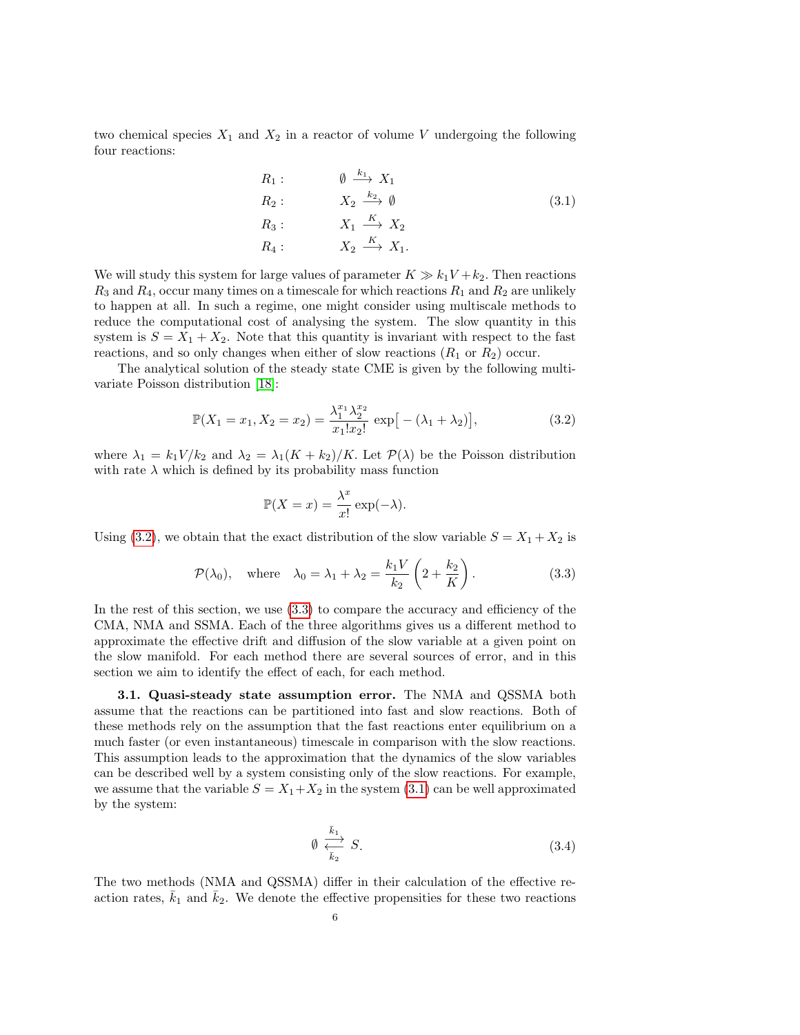two chemical species $X_1$ and $X_2$ in a reactor of volume $V$ undergoing the following four reactions:

$$
\begin{aligned}
R_1 : \qquad & \emptyset \xrightarrow{k_1} X_1 \\
R_2 : \qquad & X_2 \xrightarrow{k_2} \emptyset \\
R_3 : \qquad & X_1 \xrightarrow{K} X_2 \\
R_4 : \qquad & X_2 \xrightarrow{K} X_1.
\end{aligned}
\tag{3.1}
$$

We will study this system for large values of parameter $K \gg k_1 V + k_2$. Then reactions $R_3$ and $R_4$, occur many times on a timescale for which reactions $R_1$ and $R_2$ are unlikely to happen at all. In such a regime, one might consider using multiscale methods to reduce the computational cost of analysing the system. The slow quantity in this system is $S = X_1 + X_2$. Note that this quantity is invariant with respect to the fast reactions, and so only changes when either of slow reactions ($R_1$ or $R_2$) occur.

The analytical solution of the steady state CME is given by the following multivariate Poisson distribution [18]:

$$
\mathbb{P}(X_1 = x_1, X_2 = x_2) = \frac{\lambda_1^{x_1} \lambda_2^{x_2}}{x_1! x_2!} \exp\big[-(\lambda_1 + \lambda_2)\big], \tag{3.2}
$$

where $\lambda_1 = k_1 V / k_2$ and $\lambda_2 = \lambda_1 (K + k_2)/K$. Let $\mathcal{P}(\lambda)$ be the Poisson distribution with rate $\lambda$ which is defined by its probability mass function

$$
\mathbb{P}(X = x) = \frac{\lambda^x}{x!} \exp(-\lambda).
$$

Using (3.2), we obtain that the exact distribution of the slow variable $S = X_1 + X_2$ is

$$
\mathcal{P}(\lambda_0), \quad \text{where} \quad \lambda_0 = \lambda_1 + \lambda_2 = \frac{k_1 V}{k_2}\left(2 + \frac{k_2}{K}\right). \tag{3.3}
$$

In the rest of this section, we use (3.3) to compare the accuracy and efficiency of the CMA, NMA and SSMA. Each of the three algorithms gives us a different method to approximate the effective drift and diffusion of the slow variable at a given point on the slow manifold. For each method there are several sources of error, and in this section we aim to identify the effect of each, for each method.

**3.1. Quasi-steady state assumption error.** The NMA and QSSMA both assume that the reactions can be partitioned into fast and slow reactions. Both of these methods rely on the assumption that the fast reactions enter equilibrium on a much faster (or even instantaneous) timescale in comparison with the slow reactions. This assumption leads to the approximation that the dynamics of the slow variables can be described well by a system consisting only of the slow reactions. For example, we assume that the variable $S = X_1 + X_2$ in the system (3.1) can be well approximated by the system:

$$
\emptyset \underset{\bar{k}_2}{\overset{\bar{k}_1}{\rightleftarrows}} S. \tag{3.4}
$$

The two methods (NMA and QSSMA) differ in their calculation of the effective reaction rates, $\bar{k}_1$ and $\bar{k}_2$. We denote the effective propensities for these two reactions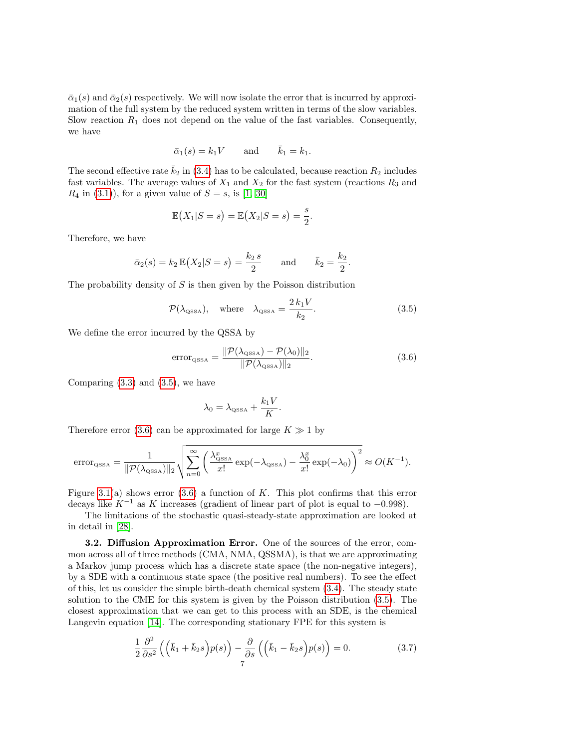$\bar{\alpha}_1(s)$ and $\bar{\alpha}_2(s)$ respectively. We will now isolate the error that is incurred by approximation of the full system by the reduced system written in terms of the slow variables. Slow reaction $R_1$ does not depend on the value of the fast variables. Consequently, we have

$$\bar{\alpha}_1(s) = k_1 V \qquad \text{and} \qquad \bar{k}_1 = k_1.$$

The second effective rate $\bar{k}_2$ in (3.4) has to be calculated, because reaction $R_2$ includes fast variables. The average values of $X_1$ and $X_2$ for the fast system (reactions $R_3$ and $R_4$ in (3.1)), for a given value of $S = s$, is [1, 30]

$$\mathbb{E}\big(X_1 | S = s\big) = \mathbb{E}\big(X_2 | S = s\big) = \frac{s}{2}.$$

Therefore, we have

$$\bar{\alpha}_2(s) = k_2\,\mathbb{E}\big(X_2 | S = s\big) = \frac{k_2\, s}{2} \qquad \text{and} \qquad \bar{k}_2 = \frac{k_2}{2}.$$

The probability density of $S$ is then given by the Poisson distribution

$$\mathcal{P}(\lambda_{\text{QSSA}}), \quad \text{where} \quad \lambda_{\text{QSSA}} = \frac{2\, k_1 V}{k_2}. \tag{3.5}$$

We define the error incurred by the QSSA by

$$\text{error}_{\text{QSSA}} = \frac{\|\mathcal{P}(\lambda_{\text{QSSA}}) - \mathcal{P}(\lambda_0)\|_2}{\|\mathcal{P}(\lambda_{\text{QSSA}})\|_2}. \tag{3.6}$$

Comparing (3.3) and (3.5), we have

$$\lambda_0 = \lambda_{\text{QSSA}} + \frac{k_1 V}{K}.$$

Therefore error (3.6) can be approximated for large $K \gg 1$ by

$$\text{error}_{\text{QSSA}} = \frac{1}{\|\mathcal{P}(\lambda_{\text{QSSA}})\|_2} \sqrt{\sum_{n=0}^{\infty} \left( \frac{\lambda_{\text{QSSA}}^x}{x!} \exp(-\lambda_{\text{QSSA}}) - \frac{\lambda_0^x}{x!} \exp(-\lambda_0) \right)^2} \approx O(K^{-1}).$$

Figure 3.1(a) shows error (3.6) a function of $K$. This plot confirms that this error decays like $K^{-1}$ as $K$ increases (gradient of linear part of plot is equal to $-0.998$).

The limitations of the stochastic quasi-steady-state approximation are looked at in detail in [28].

**3.2. Diffusion Approximation Error.** One of the sources of the error, common across all of three methods (CMA, NMA, QSSMA), is that we are approximating a Markov jump process which has a discrete state space (the non-negative integers), by a SDE with a continuous state space (the positive real numbers). To see the effect of this, let us consider the simple birth-death chemical system (3.4). The steady state solution to the CME for this system is given by the Poisson distribution (3.5). The closest approximation that we can get to this process with an SDE, is the chemical Langevin equation [14]. The corresponding stationary FPE for this system is

$$\frac{1}{2}\frac{\partial^2}{\partial s^2}\left( \Big(\bar{k}_1 + \bar{k}_2 s\Big) p(s) \right) - \frac{\partial}{\partial s}\left( \Big(\bar{k}_1 - \bar{k}_2 s\Big) p(s) \right) = 0. \tag{3.7}$$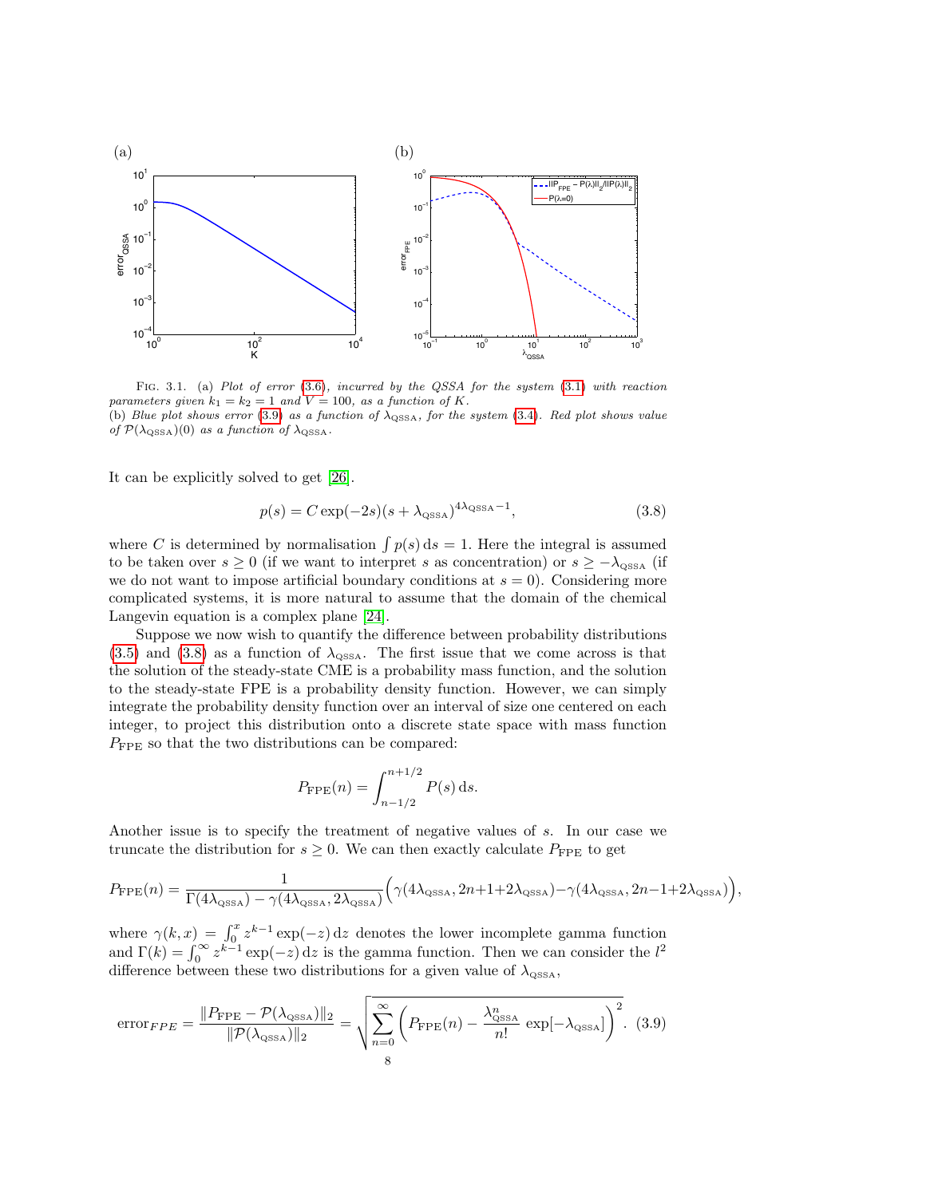FIG. 3.1. (a) *Plot of error* (3.6)*, incurred by the QSSA for the system* (3.1) *with reaction parameters given* $k_1 = k_2 = 1$ *and* $V = 100$*, as a function of* $K$*.*
(b) *Blue plot shows error* (3.9) *as a function of* $\lambda_{\text{QSSA}}$*, for the system* (3.4)*. Red plot shows value of* $\mathcal{P}(\lambda_{\text{QSSA}})(0)$ *as a function of* $\lambda_{\text{QSSA}}$*.*

It can be explicitly solved to get [26].

$$p(s) = C \exp(-2s)(s + \lambda_{\text{QSSA}})^{4\lambda_{\text{QSSA}}-1}, \tag{3.8}$$

where $C$ is determined by normalisation $\int p(s)\,\mathrm{d}s = 1$. Here the integral is assumed to be taken over $s \geq 0$ (if we want to interpret $s$ as concentration) or $s \geq -\lambda_{\text{QSSA}}$ (if we do not want to impose artificial boundary conditions at $s = 0$). Considering more complicated systems, it is more natural to assume that the domain of the chemical Langevin equation is a complex plane [24].

Suppose we now wish to quantify the difference between probability distributions (3.5) and (3.8) as a function of $\lambda_{\text{QSSA}}$. The first issue that we come across is that the solution of the steady-state CME is a probability mass function, and the solution to the steady-state FPE is a probability density function. However, we can simply integrate the probability density function over an interval of size one centered on each integer, to project this distribution onto a discrete state space with mass function $P_{\text{FPE}}$ so that the two distributions can be compared:

$$P_{\text{FPE}}(n) = \int_{n-1/2}^{n+1/2} P(s)\,\mathrm{d}s.$$

Another issue is to specify the treatment of negative values of $s$. In our case we truncate the distribution for $s \geq 0$. We can then exactly calculate $P_{\text{FPE}}$ to get

$$P_{\text{FPE}}(n) = \frac{1}{\Gamma(4\lambda_{\text{QSSA}}) - \gamma(4\lambda_{\text{QSSA}}, 2\lambda_{\text{QSSA}})}\Big(\gamma(4\lambda_{\text{QSSA}}, 2n{+}1{+}2\lambda_{\text{QSSA}}) - \gamma(4\lambda_{\text{QSSA}}, 2n{-}1{+}2\lambda_{\text{QSSA}})\Big),$$

where $\gamma(k,x) = \int_0^x z^{k-1}\exp(-z)\,\mathrm{d}z$ denotes the lower incomplete gamma function and $\Gamma(k) = \int_0^\infty z^{k-1}\exp(-z)\,\mathrm{d}z$ is the gamma function. Then we can consider the $l^2$ difference between these two distributions for a given value of $\lambda_{\text{QSSA}}$,

$$\text{error}_{FPE} = \frac{\|P_{\text{FPE}} - \mathcal{P}(\lambda_{\text{QSSA}})\|_2}{\|\mathcal{P}(\lambda_{\text{QSSA}})\|_2} = \sqrt{\sum_{n=0}^{\infty}\left(P_{\text{FPE}}(n) - \frac{\lambda_{\text{QSSA}}^n}{n!}\exp[-\lambda_{\text{QSSA}}]\right)^2}. \tag{3.9}$$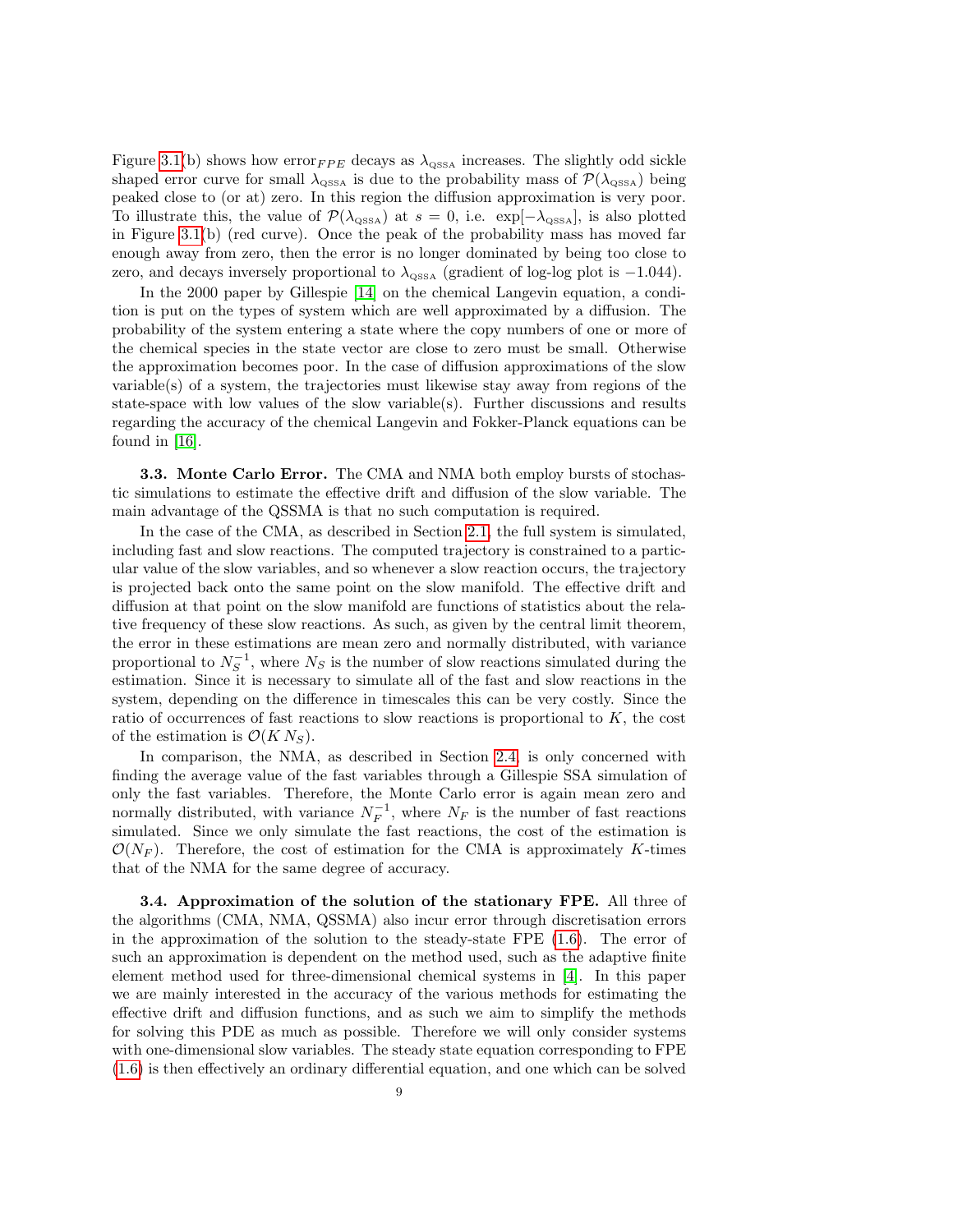Figure 3.1(b) shows how $\text{error}_{FPE}$ decays as $\lambda_{\text{QSSA}}$ increases. The slightly odd sickle shaped error curve for small $\lambda_{\text{QSSA}}$ is due to the probability mass of $\mathcal{P}(\lambda_{\text{QSSA}})$ being peaked close to (or at) zero. In this region the diffusion approximation is very poor. To illustrate this, the value of $\mathcal{P}(\lambda_{\text{QSSA}})$ at $s = 0$, i.e. $\exp[-\lambda_{\text{QSSA}}]$, is also plotted in Figure 3.1(b) (red curve). Once the peak of the probability mass has moved far enough away from zero, then the error is no longer dominated by being too close to zero, and decays inversely proportional to $\lambda_{\text{QSSA}}$ (gradient of log-log plot is $-1.044$).

In the 2000 paper by Gillespie [14] on the chemical Langevin equation, a condition is put on the types of system which are well approximated by a diffusion. The probability of the system entering a state where the copy numbers of one or more of the chemical species in the state vector are close to zero must be small. Otherwise the approximation becomes poor. In the case of diffusion approximations of the slow variable(s) of a system, the trajectories must likewise stay away from regions of the state-space with low values of the slow variable(s). Further discussions and results regarding the accuracy of the chemical Langevin and Fokker-Planck equations can be found in [16].

**3.3. Monte Carlo Error.** The CMA and NMA both employ bursts of stochastic simulations to estimate the effective drift and diffusion of the slow variable. The main advantage of the QSSMA is that no such computation is required.

In the case of the CMA, as described in Section 2.1, the full system is simulated, including fast and slow reactions. The computed trajectory is constrained to a particular value of the slow variables, and so whenever a slow reaction occurs, the trajectory is projected back onto the same point on the slow manifold. The effective drift and diffusion at that point on the slow manifold are functions of statistics about the relative frequency of these slow reactions. As such, as given by the central limit theorem, the error in these estimations are mean zero and normally distributed, with variance proportional to $N_S^{-1}$, where $N_S$ is the number of slow reactions simulated during the estimation. Since it is necessary to simulate all of the fast and slow reactions in the system, depending on the difference in timescales this can be very costly. Since the ratio of occurrences of fast reactions to slow reactions is proportional to $K$, the cost of the estimation is $\mathcal{O}(K\, N_S)$.

In comparison, the NMA, as described in Section 2.4, is only concerned with finding the average value of the fast variables through a Gillespie SSA simulation of only the fast variables. Therefore, the Monte Carlo error is again mean zero and normally distributed, with variance $N_F^{-1}$, where $N_F$ is the number of fast reactions simulated. Since we only simulate the fast reactions, the cost of the estimation is $\mathcal{O}(N_F)$. Therefore, the cost of estimation for the CMA is approximately $K$-times that of the NMA for the same degree of accuracy.

**3.4. Approximation of the solution of the stationary FPE.** All three of the algorithms (CMA, NMA, QSSMA) also incur error through discretisation errors in the approximation of the solution to the steady-state FPE (1.6). The error of such an approximation is dependent on the method used, such as the adaptive finite element method used for three-dimensional chemical systems in [4]. In this paper we are mainly interested in the accuracy of the various methods for estimating the effective drift and diffusion functions, and as such we aim to simplify the methods for solving this PDE as much as possible. Therefore we will only consider systems with one-dimensional slow variables. The steady state equation corresponding to FPE (1.6) is then effectively an ordinary differential equation, and one which can be solved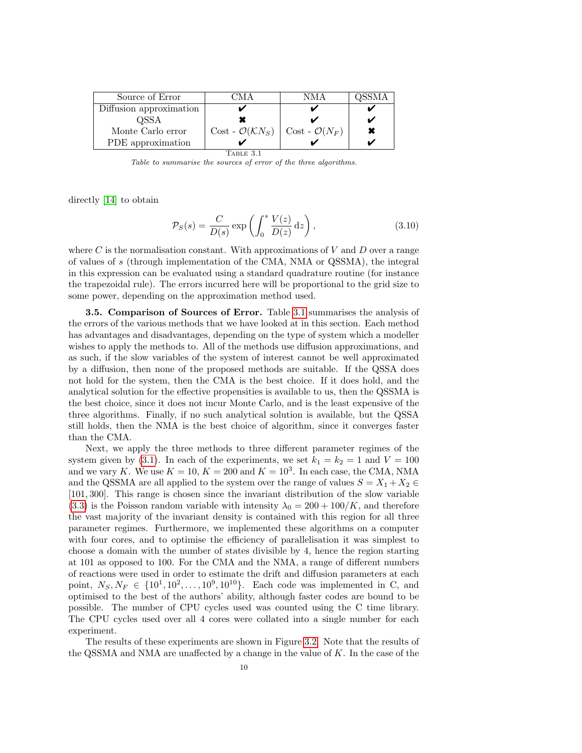| Source of Error | CMA | NMA | QSSMA |
| --- | --- | --- | --- |
| Diffusion approximation | ✔ | ✔ | ✔ |
| QSSA | ✖ | ✔ | ✔ |
| Monte Carlo error | Cost - $\mathcal{O}(\mathcal{K}N_S)$ | Cost - $\mathcal{O}(N_F)$ | ✖ |
| PDE approximation | ✔ | ✔ | ✔ |

TABLE 3.1

*Table to summarise the sources of error of the three algorithms.*

directly [14] to obtain

$$\mathcal{P}_S(s) = \frac{C}{D(s)} \exp\left( \int_0^s \frac{V(z)}{D(z)} \, \mathrm{d}z \right), \tag{3.10}$$

where $C$ is the normalisation constant. With approximations of $V$ and $D$ over a range of values of $s$ (through implementation of the CMA, NMA or QSSMA), the integral in this expression can be evaluated using a standard quadrature routine (for instance the trapezoidal rule). The errors incurred here will be proportional to the grid size to some power, depending on the approximation method used.

**3.5. Comparison of Sources of Error.** Table 3.1 summarises the analysis of the errors of the various methods that we have looked at in this section. Each method has advantages and disadvantages, depending on the type of system which a modeller wishes to apply the methods to. All of the methods use diffusion approximations, and as such, if the slow variables of the system of interest cannot be well approximated by a diffusion, then none of the proposed methods are suitable. If the QSSA does not hold for the system, then the CMA is the best choice. If it does hold, and the analytical solution for the effective propensities is available to us, then the QSSMA is the best choice, since it does not incur Monte Carlo, and is the least expensive of the three algorithms. Finally, if no such analytical solution is available, but the QSSA still holds, then the NMA is the best choice of algorithm, since it converges faster than the CMA.

Next, we apply the three methods to three different parameter regimes of the system given by (3.1). In each of the experiments, we set $k_1 = k_2 = 1$ and $V = 100$ and we vary $K$. We use $K = 10$, $K = 200$ and $K = 10^3$. In each case, the CMA, NMA and the QSSMA are all applied to the system over the range of values $S = X_1 + X_2 \in [101, 300]$. This range is chosen since the invariant distribution of the slow variable (3.3) is the Poisson random variable with intensity $\lambda_0 = 200 + 100/K$, and therefore the vast majority of the invariant density is contained with this region for all three parameter regimes. Furthermore, we implemented these algorithms on a computer with four cores, and to optimise the efficiency of parallelisation it was simplest to choose a domain with the number of states divisible by 4, hence the region starting at 101 as opposed to 100. For the CMA and the NMA, a range of different numbers of reactions were used in order to estimate the drift and diffusion parameters at each point, $N_S, N_F \in \{10^1, 10^2, \ldots, 10^9, 10^{10}\}$. Each code was implemented in C, and optimised to the best of the authors' ability, although faster codes are bound to be possible. The number of CPU cycles used was counted using the C time library. The CPU cycles used over all 4 cores were collated into a single number for each experiment.

The results of these experiments are shown in Figure 3.2. Note that the results of the QSSMA and NMA are unaffected by a change in the value of $K$. In the case of the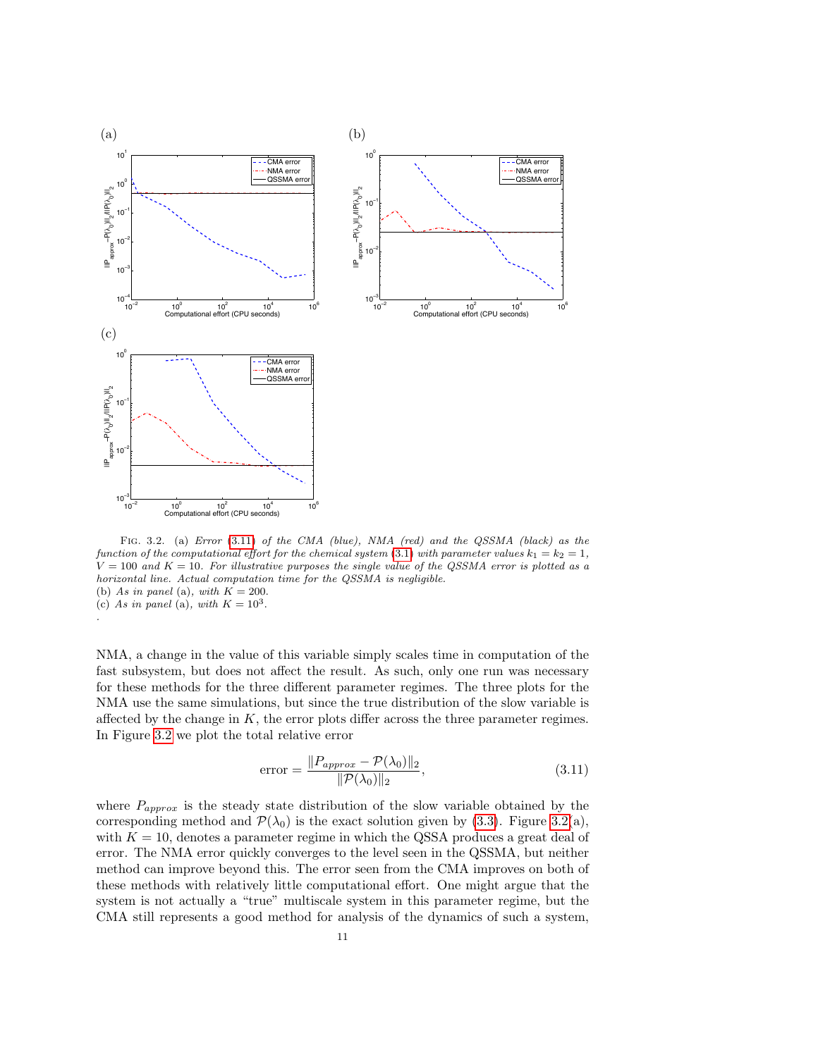FIG. 3.2. (a) *Error* (3.11) *of the CMA (blue), NMA (red) and the QSSMA (black) as the function of the computational effort for the chemical system* (3.1) *with parameter values* $k_1 = k_2 = 1$, $V = 100$ *and* $K = 10$. *For illustrative purposes the single value of the QSSMA error is plotted as a horizontal line. Actual computation time for the QSSMA is negligible.*
(b) *As in panel* (a), *with* $K = 200$.
(c) *As in panel* (a), *with* $K = 10^3$.
.

NMA, a change in the value of this variable simply scales time in computation of the fast subsystem, but does not affect the result. As such, only one run was necessary for these methods for the three different parameter regimes. The three plots for the NMA use the same simulations, but since the true distribution of the slow variable is affected by the change in $K$, the error plots differ across the three parameter regimes. In Figure 3.2 we plot the total relative error

$$\text{error} = \frac{\|P_{approx} - \mathcal{P}(\lambda_0)\|_2}{\|\mathcal{P}(\lambda_0)\|_2}, \tag{3.11}$$

where $P_{approx}$ is the steady state distribution of the slow variable obtained by the corresponding method and $\mathcal{P}(\lambda_0)$ is the exact solution given by (3.3). Figure 3.2(a), with $K = 10$, denotes a parameter regime in which the QSSA produces a great deal of error. The NMA error quickly converges to the level seen in the QSSMA, but neither method can improve beyond this. The error seen from the CMA improves on both of these methods with relatively little computational effort. One might argue that the system is not actually a "true" multiscale system in this parameter regime, but the CMA still represents a good method for analysis of the dynamics of such a system,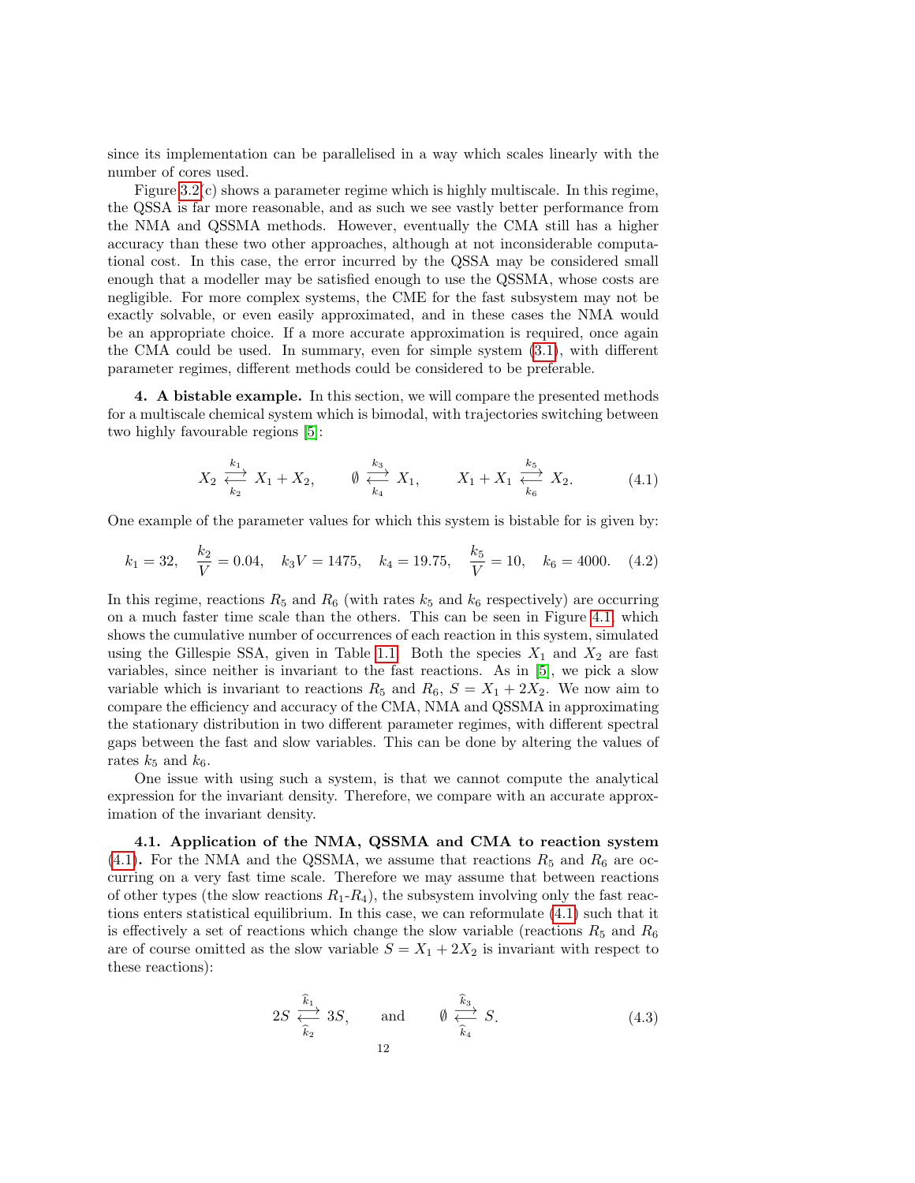since its implementation can be parallelised in a way which scales linearly with the number of cores used.

Figure 3.2(c) shows a parameter regime which is highly multiscale. In this regime, the QSSA is far more reasonable, and as such we see vastly better performance from the NMA and QSSMA methods. However, eventually the CMA still has a higher accuracy than these two other approaches, although at not inconsiderable computational cost. In this case, the error incurred by the QSSA may be considered small enough that a modeller may be satisfied enough to use the QSSMA, whose costs are negligible. For more complex systems, the CME for the fast subsystem may not be exactly solvable, or even easily approximated, and in these cases the NMA would be an appropriate choice. If a more accurate approximation is required, once again the CMA could be used. In summary, even for simple system (3.1), with different parameter regimes, different methods could be considered to be preferable.

**4. A bistable example.** In this section, we will compare the presented methods for a multiscale chemical system which is bimodal, with trajectories switching between two highly favourable regions [5]:

$$X_2 \underset{k_2}{\overset{k_1}{\rightleftarrows}} X_1 + X_2, \qquad \emptyset \underset{k_4}{\overset{k_3}{\rightleftarrows}} X_1, \qquad X_1 + X_1 \underset{k_6}{\overset{k_5}{\rightleftarrows}} X_2. \tag{4.1}$$

One example of the parameter values for which this system is bistable for is given by:

$$k_1 = 32, \quad \frac{k_2}{V} = 0.04, \quad k_3 V = 1475, \quad k_4 = 19.75, \quad \frac{k_5}{V} = 10, \quad k_6 = 4000. \tag{4.2}$$

In this regime, reactions $R_5$ and $R_6$ (with rates $k_5$ and $k_6$ respectively) are occurring on a much faster time scale than the others. This can be seen in Figure 4.1, which shows the cumulative number of occurrences of each reaction in this system, simulated using the Gillespie SSA, given in Table 1.1. Both the species $X_1$ and $X_2$ are fast variables, since neither is invariant to the fast reactions. As in [5], we pick a slow variable which is invariant to reactions $R_5$ and $R_6$, $S = X_1 + 2X_2$. We now aim to compare the efficiency and accuracy of the CMA, NMA and QSSMA in approximating the stationary distribution in two different parameter regimes, with different spectral gaps between the fast and slow variables. This can be done by altering the values of rates $k_5$ and $k_6$.

One issue with using such a system, is that we cannot compute the analytical expression for the invariant density. Therefore, we compare with an accurate approximation of the invariant density.

**4.1. Application of the NMA, QSSMA and CMA to reaction system (4.1).** For the NMA and the QSSMA, we assume that reactions $R_5$ and $R_6$ are occurring on a very fast time scale. Therefore we may assume that between reactions of other types (the slow reactions $R_1$-$R_4$), the subsystem involving only the fast reactions enters statistical equilibrium. In this case, we can reformulate (4.1) such that it is effectively a set of reactions which change the slow variable (reactions $R_5$ and $R_6$ are of course omitted as the slow variable $S = X_1 + 2X_2$ is invariant with respect to these reactions):

$$2S \underset{\widehat{k}_2}{\overset{\widehat{k}_1}{\rightleftarrows}} 3S, \qquad \text{and} \qquad \emptyset \underset{\widehat{k}_4}{\overset{\widehat{k}_3}{\rightleftarrows}} S. \tag{4.3}$$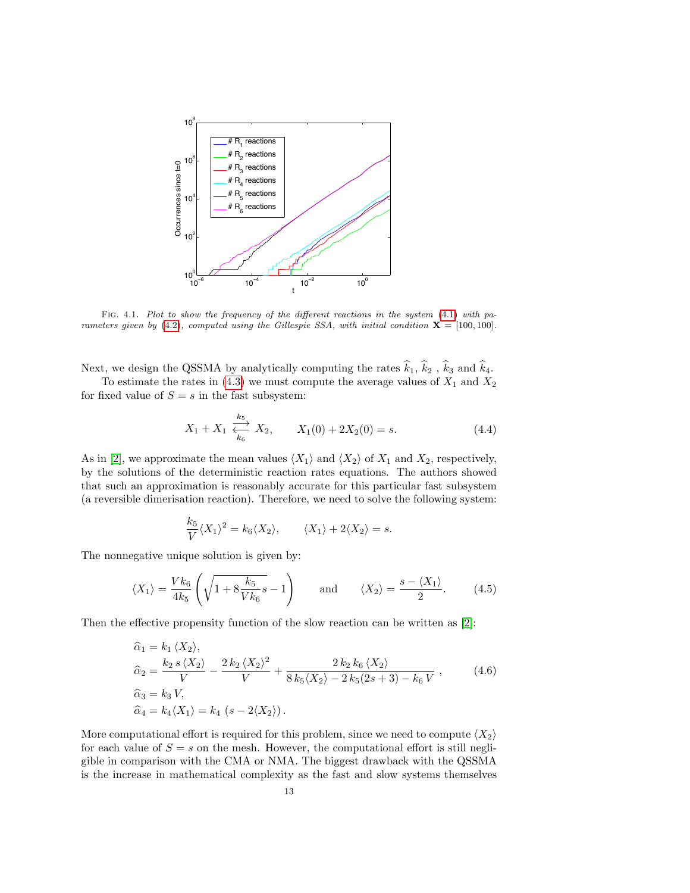Fig. 4.1. *Plot to show the frequency of the different reactions in the system (4.1) with parameters given by (4.2), computed using the Gillespie SSA, with initial condition* $\mathbf{X} = [100, 100]$.

Next, we design the QSSMA by analytically computing the rates $\widehat{k}_1$, $\widehat{k}_2$ , $\widehat{k}_3$ and $\widehat{k}_4$.

To estimate the rates in (4.3) we must compute the average values of $X_1$ and $X_2$ for fixed value of $S = s$ in the fast subsystem:

$$X_1 + X_1 \underset{k_6}{\overset{k_5}{\rightleftarrows}} X_2, \qquad X_1(0) + 2X_2(0) = s. \tag{4.4}$$

As in [2], we approximate the mean values $\langle X_1 \rangle$ and $\langle X_2 \rangle$ of $X_1$ and $X_2$, respectively, by the solutions of the deterministic reaction rates equations. The authors showed that such an approximation is reasonably accurate for this particular fast subsystem (a reversible dimerisation reaction). Therefore, we need to solve the following system:

$$\frac{k_5}{V}\langle X_1 \rangle^2 = k_6 \langle X_2 \rangle, \qquad \langle X_1 \rangle + 2\langle X_2 \rangle = s.$$

The nonnegative unique solution is given by:

$$\langle X_1 \rangle = \frac{V k_6}{4 k_5}\left(\sqrt{1 + 8\frac{k_5}{V k_6} s} - 1\right) \qquad \text{and} \qquad \langle X_2 \rangle = \frac{s - \langle X_1 \rangle}{2}. \tag{4.5}$$

Then the effective propensity function of the slow reaction can be written as [2]:

$$\begin{aligned}
\widehat{\alpha}_1 &= k_1 \, \langle X_2 \rangle, \\
\widehat{\alpha}_2 &= \frac{k_2 \, s \, \langle X_2 \rangle}{V} - \frac{2 \, k_2 \, \langle X_2 \rangle^2}{V} + \frac{2 \, k_2 \, k_6 \, \langle X_2 \rangle}{8 \, k_5 \langle X_2 \rangle - 2 \, k_5 (2s+3) - k_6 \, V} \, , \\
\widehat{\alpha}_3 &= k_3 \, V, \\
\widehat{\alpha}_4 &= k_4 \langle X_1 \rangle = k_4 \, (s - 2\langle X_2 \rangle) \, .
\end{aligned} \tag{4.6}$$

More computational effort is required for this problem, since we need to compute $\langle X_2 \rangle$ for each value of $S = s$ on the mesh. However, the computational effort is still negligible in comparison with the CMA or NMA. The biggest drawback with the QSSMA is the increase in mathematical complexity as the fast and slow systems themselves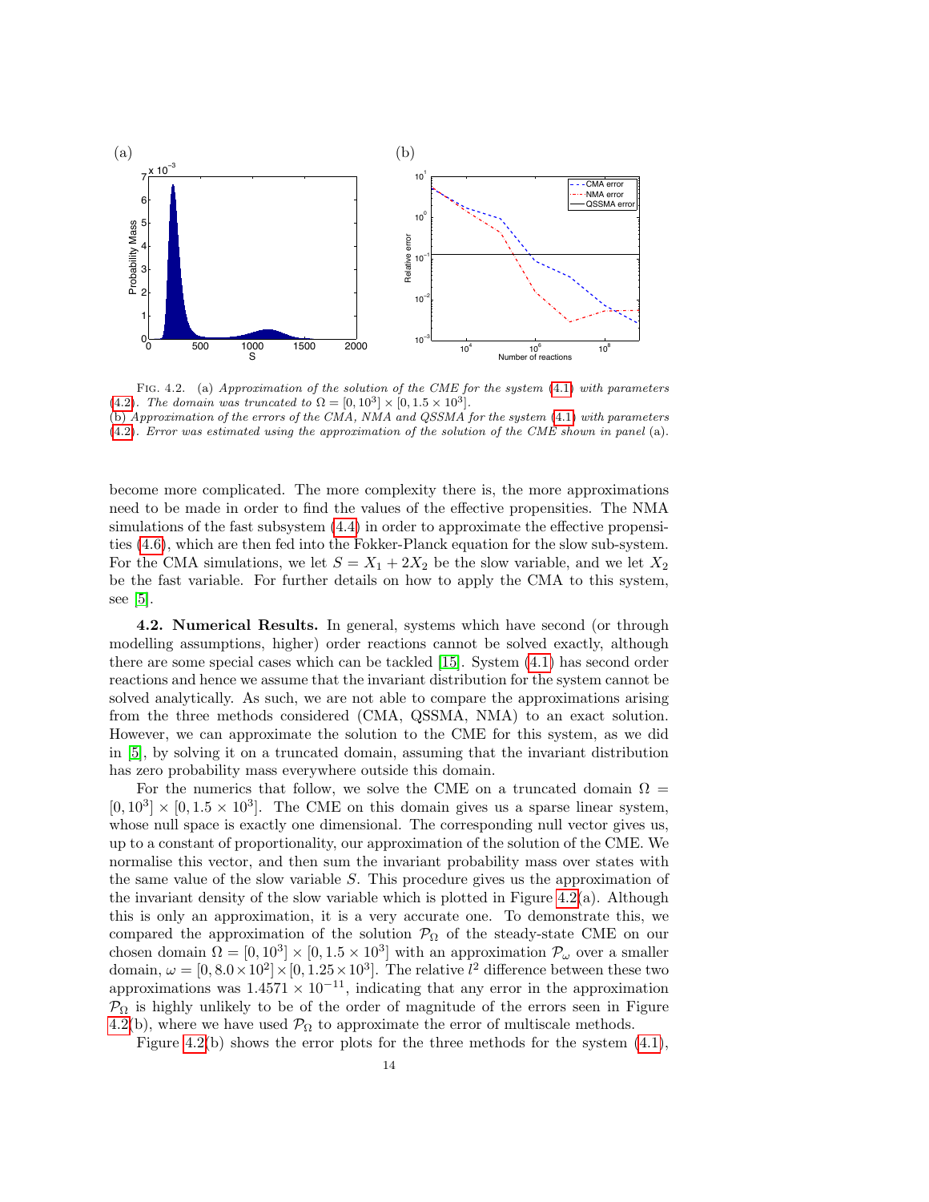FIG. 4.2. (a) *Approximation of the solution of the CME for the system* (4.1) *with parameters* (4.2)*. The domain was truncated to* $\Omega = [0, 10^3] \times [0, 1.5 \times 10^3]$.
(b) *Approximation of the errors of the CMA, NMA and QSSMA for the system* (4.1) *with parameters* (4.2)*. Error was estimated using the approximation of the solution of the CME shown in panel* (a).

become more complicated. The more complexity there is, the more approximations need to be made in order to find the values of the effective propensities. The NMA simulations of the fast subsystem (4.4) in order to approximate the effective propensities (4.6), which are then fed into the Fokker-Planck equation for the slow sub-system. For the CMA simulations, we let $S = X_1 + 2X_2$ be the slow variable, and we let $X_2$ be the fast variable. For further details on how to apply the CMA to this system, see [5].

**4.2. Numerical Results.** In general, systems which have second (or through modelling assumptions, higher) order reactions cannot be solved exactly, although there are some special cases which can be tackled [15]. System (4.1) has second order reactions and hence we assume that the invariant distribution for the system cannot be solved analytically. As such, we are not able to compare the approximations arising from the three methods considered (CMA, QSSMA, NMA) to an exact solution. However, we can approximate the solution to the CME for this system, as we did in [5], by solving it on a truncated domain, assuming that the invariant distribution has zero probability mass everywhere outside this domain.

For the numerics that follow, we solve the CME on a truncated domain $\Omega = [0, 10^3] \times [0, 1.5 \times 10^3]$. The CME on this domain gives us a sparse linear system, whose null space is exactly one dimensional. The corresponding null vector gives us, up to a constant of proportionality, our approximation of the solution of the CME. We normalise this vector, and then sum the invariant probability mass over states with the same value of the slow variable $S$. This procedure gives us the approximation of the invariant density of the slow variable which is plotted in Figure 4.2(a). Although this is only an approximation, it is a very accurate one. To demonstrate this, we compared the approximation of the solution $\mathcal{P}_\Omega$ of the steady-state CME on our chosen domain $\Omega = [0, 10^3] \times [0, 1.5 \times 10^3]$ with an approximation $\mathcal{P}_\omega$ over a smaller domain, $\omega = [0, 8.0 \times 10^2] \times [0, 1.25 \times 10^3]$. The relative $l^2$ difference between these two approximations was $1.4571 \times 10^{-11}$, indicating that any error in the approximation $\mathcal{P}_\Omega$ is highly unlikely to be of the order of magnitude of the errors seen in Figure 4.2(b), where we have used $\mathcal{P}_\Omega$ to approximate the error of multiscale methods.

Figure 4.2(b) shows the error plots for the three methods for the system (4.1),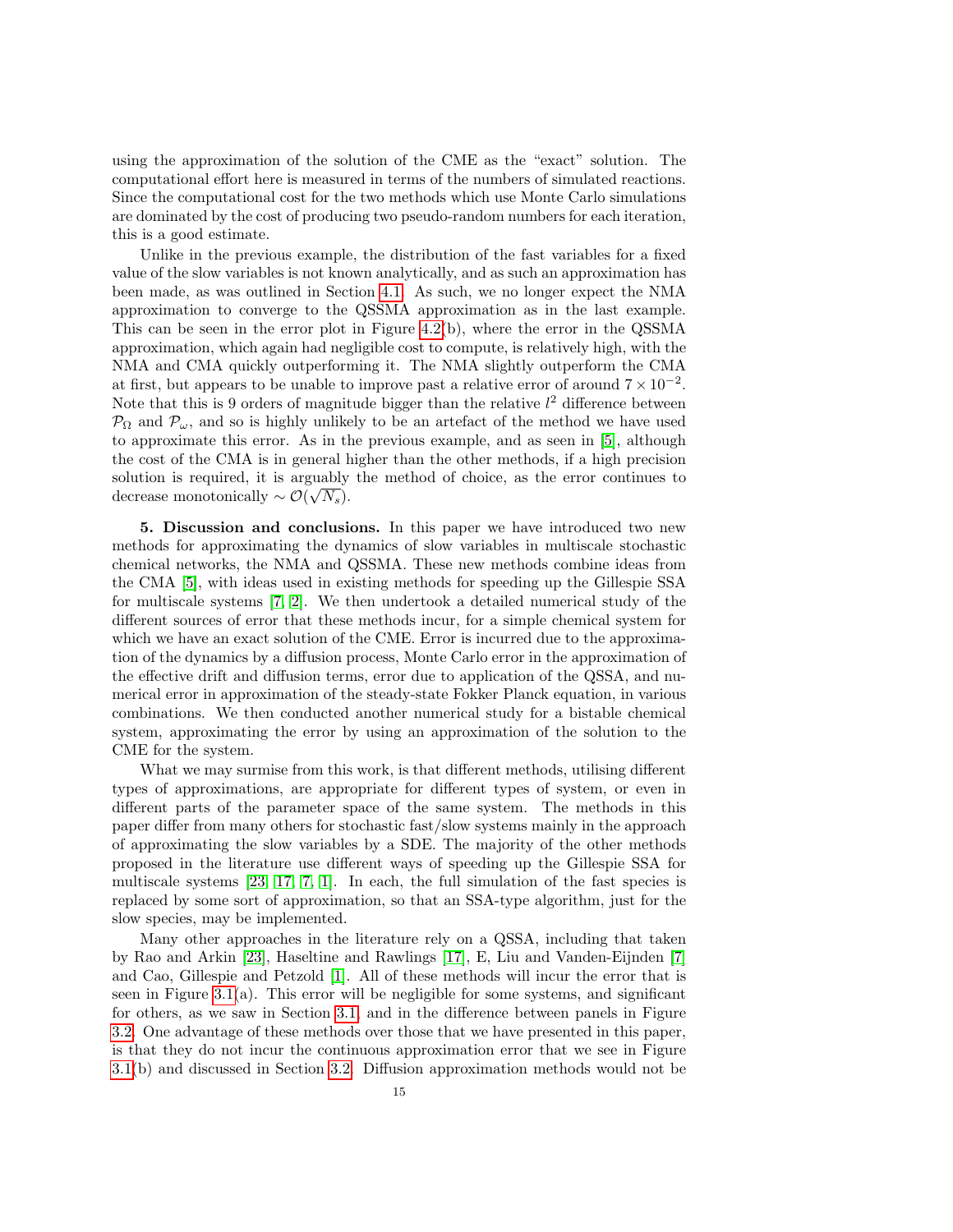using the approximation of the solution of the CME as the "exact" solution. The computational effort here is measured in terms of the numbers of simulated reactions. Since the computational cost for the two methods which use Monte Carlo simulations are dominated by the cost of producing two pseudo-random numbers for each iteration, this is a good estimate.

Unlike in the previous example, the distribution of the fast variables for a fixed value of the slow variables is not known analytically, and as such an approximation has been made, as was outlined in Section 4.1. As such, we no longer expect the NMA approximation to converge to the QSSMA approximation as in the last example. This can be seen in the error plot in Figure 4.2(b), where the error in the QSSMA approximation, which again had negligible cost to compute, is relatively high, with the NMA and CMA quickly outperforming it. The NMA slightly outperform the CMA at first, but appears to be unable to improve past a relative error of around $7 \times 10^{-2}$. Note that this is 9 orders of magnitude bigger than the relative $l^2$ difference between $\mathcal{P}_\Omega$ and $\mathcal{P}_\omega$, and so is highly unlikely to be an artefact of the method we have used to approximate this error. As in the previous example, and as seen in [5], although the cost of the CMA is in general higher than the other methods, if a high precision solution is required, it is arguably the method of choice, as the error continues to decrease monotonically $\sim \mathcal{O}(\sqrt{N_s})$.

**5. Discussion and conclusions.** In this paper we have introduced two new methods for approximating the dynamics of slow variables in multiscale stochastic chemical networks, the NMA and QSSMA. These new methods combine ideas from the CMA [5], with ideas used in existing methods for speeding up the Gillespie SSA for multiscale systems [7, 2]. We then undertook a detailed numerical study of the different sources of error that these methods incur, for a simple chemical system for which we have an exact solution of the CME. Error is incurred due to the approximation of the dynamics by a diffusion process, Monte Carlo error in the approximation of the effective drift and diffusion terms, error due to application of the QSSA, and numerical error in approximation of the steady-state Fokker Planck equation, in various combinations. We then conducted another numerical study for a bistable chemical system, approximating the error by using an approximation of the solution to the CME for the system.

What we may surmise from this work, is that different methods, utilising different types of approximations, are appropriate for different types of system, or even in different parts of the parameter space of the same system. The methods in this paper differ from many others for stochastic fast/slow systems mainly in the approach of approximating the slow variables by a SDE. The majority of the other methods proposed in the literature use different ways of speeding up the Gillespie SSA for multiscale systems [23, 17, 7, 1]. In each, the full simulation of the fast species is replaced by some sort of approximation, so that an SSA-type algorithm, just for the slow species, may be implemented.

Many other approaches in the literature rely on a QSSA, including that taken by Rao and Arkin [23], Haseltine and Rawlings [17], E, Liu and Vanden-Eijnden [7] and Cao, Gillespie and Petzold [1]. All of these methods will incur the error that is seen in Figure 3.1(a). This error will be negligible for some systems, and significant for others, as we saw in Section 3.1, and in the difference between panels in Figure 3.2. One advantage of these methods over those that we have presented in this paper, is that they do not incur the continuous approximation error that we see in Figure 3.1(b) and discussed in Section 3.2. Diffusion approximation methods would not be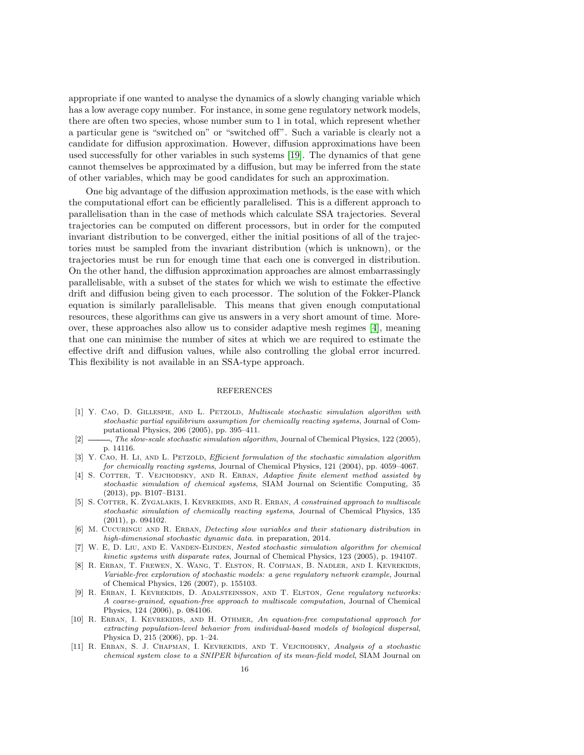appropriate if one wanted to analyse the dynamics of a slowly changing variable which has a low average copy number. For instance, in some gene regulatory network models, there are often two species, whose number sum to 1 in total, which represent whether a particular gene is "switched on" or "switched off". Such a variable is clearly not a candidate for diffusion approximation. However, diffusion approximations have been used successfully for other variables in such systems [19]. The dynamics of that gene cannot themselves be approximated by a diffusion, but may be inferred from the state of other variables, which may be good candidates for such an approximation.

One big advantage of the diffusion approximation methods, is the ease with which the computational effort can be efficiently parallelised. This is a different approach to parallelisation than in the case of methods which calculate SSA trajectories. Several trajectories can be computed on different processors, but in order for the computed invariant distribution to be converged, either the initial positions of all of the trajectories must be sampled from the invariant distribution (which is unknown), or the trajectories must be run for enough time that each one is converged in distribution. On the other hand, the diffusion approximation approaches are almost embarrassingly parallelisable, with a subset of the states for which we wish to estimate the effective drift and diffusion being given to each processor. The solution of the Fokker-Planck equation is similarly parallelisable. This means that given enough computational resources, these algorithms can give us answers in a very short amount of time. Moreover, these approaches also allow us to consider adaptive mesh regimes [4], meaning that one can minimise the number of sites at which we are required to estimate the effective drift and diffusion values, while also controlling the global error incurred. This flexibility is not available in an SSA-type approach.

## REFERENCES

[1] Y. Cao, D. Gillespie, and L. Petzold, *Multiscale stochastic simulation algorithm with stochastic partial equilibrium assumption for chemically reacting systems*, Journal of Computational Physics, 206 (2005), pp. 395–411.

[2] ———, *The slow-scale stochastic simulation algorithm*, Journal of Chemical Physics, 122 (2005), p. 14116.

[3] Y. Cao, H. Li, and L. Petzold, *Efficient formulation of the stochastic simulation algorithm for chemically reacting systems*, Journal of Chemical Physics, 121 (2004), pp. 4059–4067.

[4] S. Cotter, T. Vejchodsky, and R. Erban, *Adaptive finite element method assisted by stochastic simulation of chemical systems*, SIAM Journal on Scientific Computing, 35 (2013), pp. B107–B131.

[5] S. Cotter, K. Zygalakis, I. Kevrekidis, and R. Erban, *A constrained approach to multiscale stochastic simulation of chemically reacting systems*, Journal of Chemical Physics, 135 (2011), p. 094102.

[6] M. Cucuringu and R. Erban, *Detecting slow variables and their stationary distribution in high-dimensional stochastic dynamic data*. in preparation, 2014.

[7] W. E, D. Liu, and E. Vanden-Eijnden, *Nested stochastic simulation algorithm for chemical kinetic systems with disparate rates*, Journal of Chemical Physics, 123 (2005), p. 194107.

[8] R. Erban, T. Frewen, X. Wang, T. Elston, R. Coifman, B. Nadler, and I. Kevrekidis, *Variable-free exploration of stochastic models: a gene regulatory network example*, Journal of Chemical Physics, 126 (2007), p. 155103.

[9] R. Erban, I. Kevrekidis, D. Adalsteinsson, and T. Elston, *Gene regulatory networks: A coarse-grained, equation-free approach to multiscale computation*, Journal of Chemical Physics, 124 (2006), p. 084106.

[10] R. Erban, I. Kevrekidis, and H. Othmer, *An equation-free computational approach for extracting population-level behavior from individual-based models of biological dispersal*, Physica D, 215 (2006), pp. 1–24.

[11] R. Erban, S. J. Chapman, I. Kevrekidis, and T. Vejchodsky, *Analysis of a stochastic chemical system close to a SNIPER bifurcation of its mean-field model*, SIAM Journal on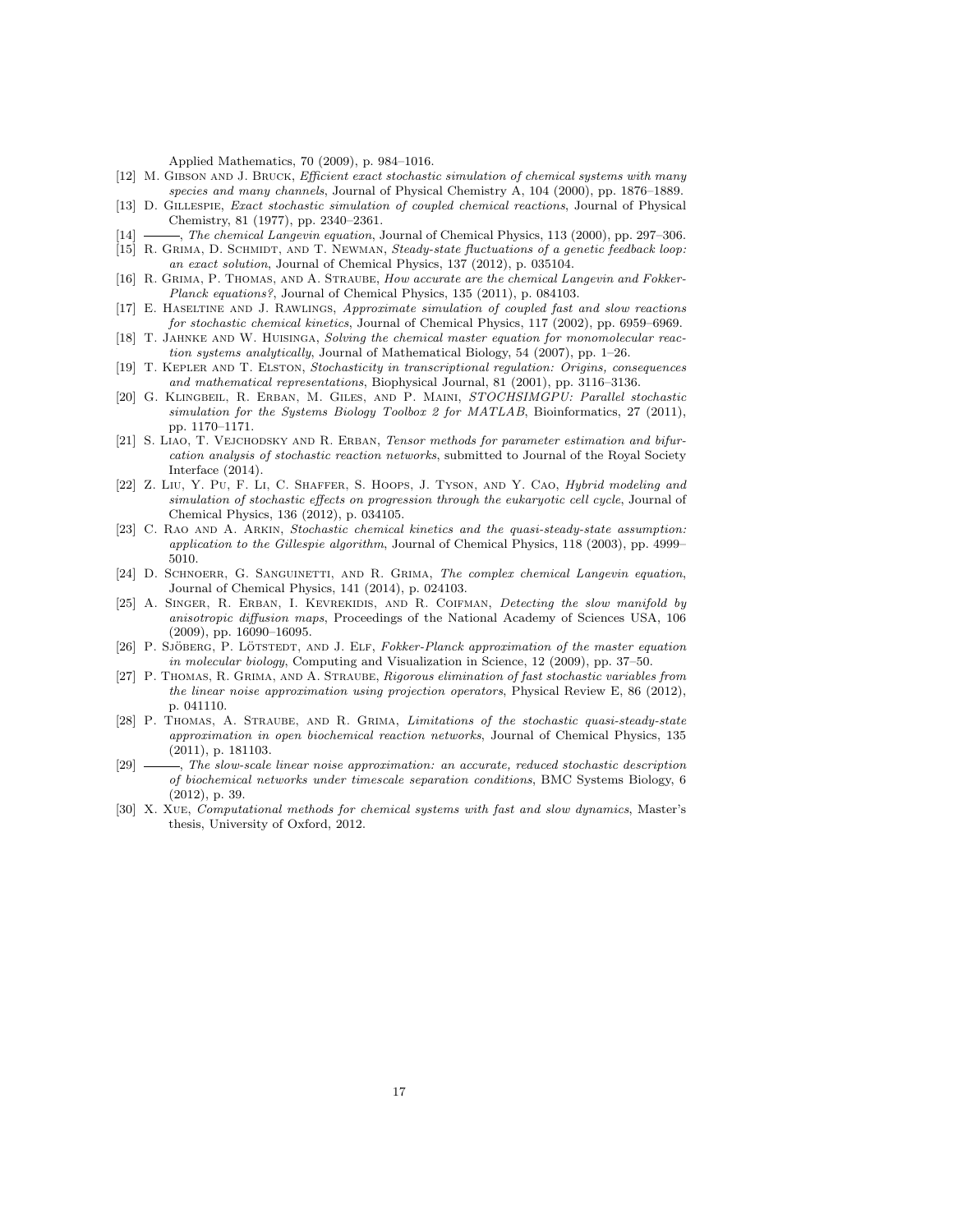Applied Mathematics, 70 (2009), p. 984–1016.

[12] M. Gibson and J. Bruck, *Efficient exact stochastic simulation of chemical systems with many species and many channels*, Journal of Physical Chemistry A, 104 (2000), pp. 1876–1889.

[13] D. Gillespie, *Exact stochastic simulation of coupled chemical reactions*, Journal of Physical Chemistry, 81 (1977), pp. 2340–2361.

[14] ———, *The chemical Langevin equation*, Journal of Chemical Physics, 113 (2000), pp. 297–306.

[15] R. Grima, D. Schmidt, and T. Newman, *Steady-state fluctuations of a genetic feedback loop: an exact solution*, Journal of Chemical Physics, 137 (2012), p. 035104.

[16] R. Grima, P. Thomas, and A. Straube, *How accurate are the chemical Langevin and Fokker-Planck equations?*, Journal of Chemical Physics, 135 (2011), p. 084103.

[17] E. Haseltine and J. Rawlings, *Approximate simulation of coupled fast and slow reactions for stochastic chemical kinetics*, Journal of Chemical Physics, 117 (2002), pp. 6959–6969.

[18] T. Jahnke and W. Huisinga, *Solving the chemical master equation for monomolecular reaction systems analytically*, Journal of Mathematical Biology, 54 (2007), pp. 1–26.

[19] T. Kepler and T. Elston, *Stochasticity in transcriptional regulation: Origins, consequences and mathematical representations*, Biophysical Journal, 81 (2001), pp. 3116–3136.

[20] G. Klingbeil, R. Erban, M. Giles, and P. Maini, *STOCHSIMGPU: Parallel stochastic simulation for the Systems Biology Toolbox 2 for MATLAB*, Bioinformatics, 27 (2011), pp. 1170–1171.

[21] S. Liao, T. Vejchodsky and R. Erban, *Tensor methods for parameter estimation and bifurcation analysis of stochastic reaction networks*, submitted to Journal of the Royal Society Interface (2014).

[22] Z. Liu, Y. Pu, F. Li, C. Shaffer, S. Hoops, J. Tyson, and Y. Cao, *Hybrid modeling and simulation of stochastic effects on progression through the eukaryotic cell cycle*, Journal of Chemical Physics, 136 (2012), p. 034105.

[23] C. Rao and A. Arkin, *Stochastic chemical kinetics and the quasi-steady-state assumption: application to the Gillespie algorithm*, Journal of Chemical Physics, 118 (2003), pp. 4999–5010.

[24] D. Schnoerr, G. Sanguinetti, and R. Grima, *The complex chemical Langevin equation*, Journal of Chemical Physics, 141 (2014), p. 024103.

[25] A. Singer, R. Erban, I. Kevrekidis, and R. Coifman, *Detecting the slow manifold by anisotropic diffusion maps*, Proceedings of the National Academy of Sciences USA, 106 (2009), pp. 16090–16095.

[26] P. Sjöberg, P. Lötstedt, and J. Elf, *Fokker-Planck approximation of the master equation in molecular biology*, Computing and Visualization in Science, 12 (2009), pp. 37–50.

[27] P. Thomas, R. Grima, and A. Straube, *Rigorous elimination of fast stochastic variables from the linear noise approximation using projection operators*, Physical Review E, 86 (2012), p. 041110.

[28] P. Thomas, A. Straube, and R. Grima, *Limitations of the stochastic quasi-steady-state approximation in open biochemical reaction networks*, Journal of Chemical Physics, 135 (2011), p. 181103.

[29] ———, *The slow-scale linear noise approximation: an accurate, reduced stochastic description of biochemical networks under timescale separation conditions*, BMC Systems Biology, 6 (2012), p. 39.

[30] X. Xue, *Computational methods for chemical systems with fast and slow dynamics*, Master's thesis, University of Oxford, 2012.